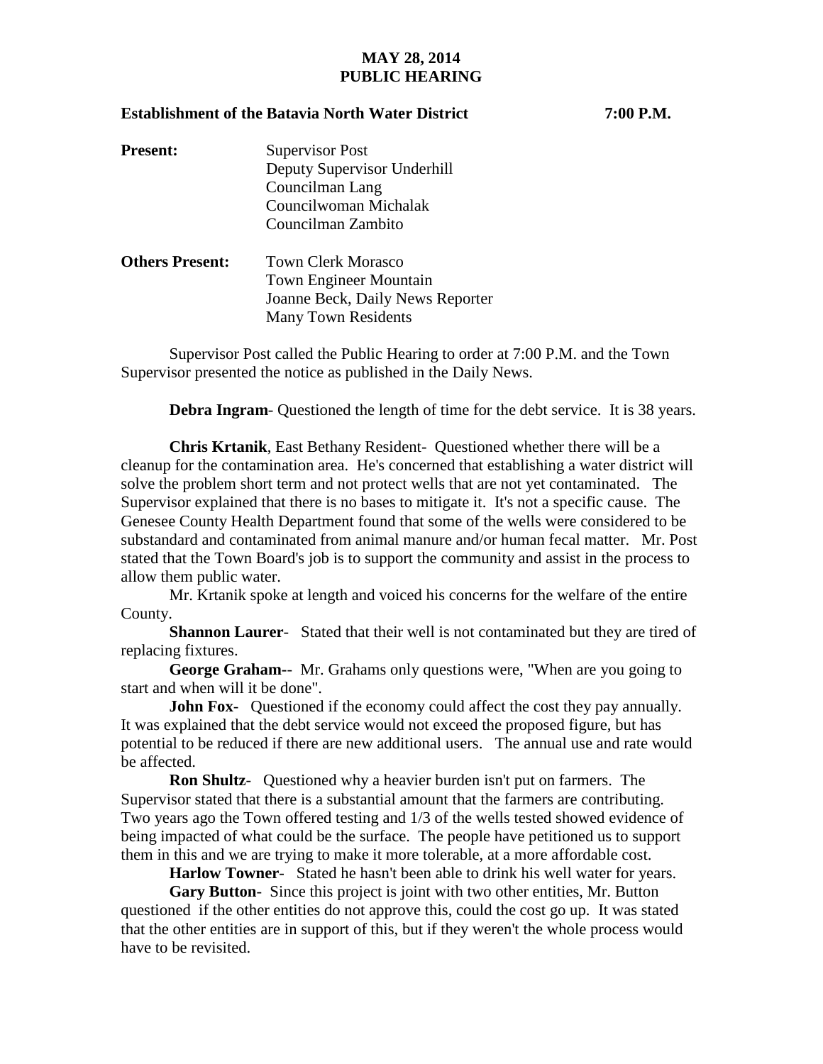**MAY 28, 2014**
**PUBLIC HEARING**

**Establishment of the Batavia North Water District** **7:00 P.M.**

**Present:** Supervisor Post
Deputy Supervisor Underhill
Councilman Lang
Councilwoman Michalak
Councilman Zambito

**Others Present:** Town Clerk Morasco
Town Engineer Mountain
Joanne Beck, Daily News Reporter
Many Town Residents

Supervisor Post called the Public Hearing to order at 7:00 P.M. and the Town Supervisor presented the notice as published in the Daily News.

**Debra Ingram**- Questioned the length of time for the debt service. It is 38 years.

**Chris Krtanik**, East Bethany Resident- Questioned whether there will be a cleanup for the contamination area. He's concerned that establishing a water district will solve the problem short term and not protect wells that are not yet contaminated. The Supervisor explained that there is no bases to mitigate it. It's not a specific cause. The Genesee County Health Department found that some of the wells were considered to be substandard and contaminated from animal manure and/or human fecal matter. Mr. Post stated that the Town Board's job is to support the community and assist in the process to allow them public water.

Mr. Krtanik spoke at length and voiced his concerns for the welfare of the entire County.

**Shannon Laurer**- Stated that their well is not contaminated but they are tired of replacing fixtures.

**George Graham**-- Mr. Grahams only questions were, "When are you going to start and when will it be done".

**John Fox**- Questioned if the economy could affect the cost they pay annually. It was explained that the debt service would not exceed the proposed figure, but has potential to be reduced if there are new additional users. The annual use and rate would be affected.

**Ron Shultz**- Questioned why a heavier burden isn't put on farmers. The Supervisor stated that there is a substantial amount that the farmers are contributing. Two years ago the Town offered testing and 1/3 of the wells tested showed evidence of being impacted of what could be the surface. The people have petitioned us to support them in this and we are trying to make it more tolerable, at a more affordable cost.

**Harlow Towner**- Stated he hasn't been able to drink his well water for years.

**Gary Button**- Since this project is joint with two other entities, Mr. Button questioned if the other entities do not approve this, could the cost go up. It was stated that the other entities are in support of this, but if they weren't the whole process would have to be revisited.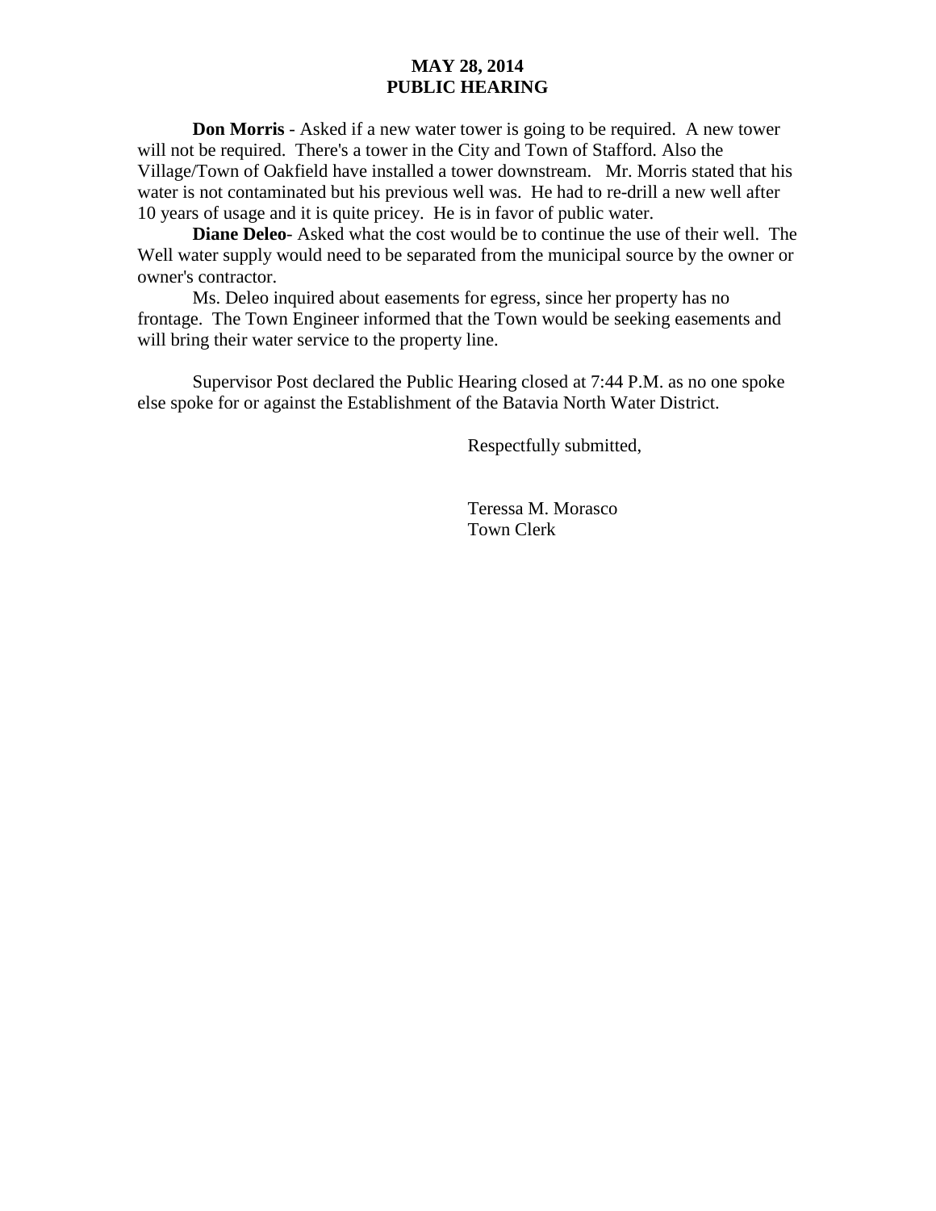**MAY 28, 2014**
**PUBLIC HEARING**

**Don Morris** - Asked if a new water tower is going to be required. A new tower will not be required. There's a tower in the City and Town of Stafford. Also the Village/Town of Oakfield have installed a tower downstream. Mr. Morris stated that his water is not contaminated but his previous well was. He had to re-drill a new well after 10 years of usage and it is quite pricey. He is in favor of public water.

**Diane Deleo**- Asked what the cost would be to continue the use of their well. The Well water supply would need to be separated from the municipal source by the owner or owner's contractor.

Ms. Deleo inquired about easements for egress, since her property has no frontage. The Town Engineer informed that the Town would be seeking easements and will bring their water service to the property line.

Supervisor Post declared the Public Hearing closed at 7:44 P.M. as no one spoke else spoke for or against the Establishment of the Batavia North Water District.

Respectfully submitted,

Teressa M. Morasco
Town Clerk